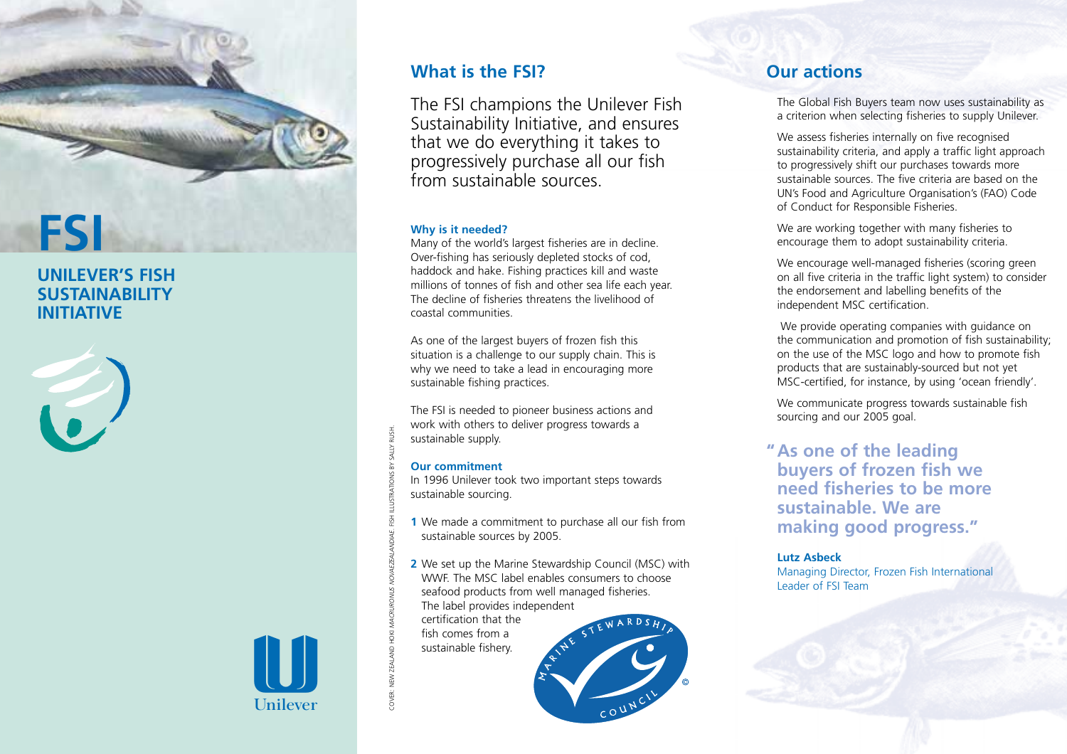# FSI

## UNILEVER'S FISH SUSTAINABILITY INITIATIVE

Unilever

## What is the FSI?

The FSI champions the Unilever Fish Sustainability Initiative, and ensures that we do everything it takes to progressively purchase all our fish from sustainable sources.

**Why is it needed?**

Many of the world's largest fisheries are in decline. Over-fishing has seriously depleted stocks of cod, haddock and hake. Fishing practices kill and waste millions of tonnes of fish and other sea life each year. The decline of fisheries threatens the livelihood of coastal communities.

As one of the largest buyers of frozen fish this situation is a challenge to our supply chain. This is why we need to take a lead in encouraging more sustainable fishing practices.

The FSI is needed to pioneer business actions and work with others to deliver progress towards a sustainable supply.

**Our commitment**

In 1996 Unilever took two important steps towards sustainable sourcing.

1. We made a commitment to purchase all our fish from sustainable sources by 2005.
2. We set up the Marine Stewardship Council (MSC) with WWF. The MSC label enables consumers to choose seafood products from well managed fisheries. The label provides independent certification that the fish comes from a sustainable fishery.

MARINE STEWARDSHIP COUNCIL ©

COVER: NEW ZEALAND HOKI *MACRURONUS NOVAEZEALANDIAE*. FISH ILLUSTRATIONS BY SALLY RUSH.

## Our actions

The Global Fish Buyers team now uses sustainability as a criterion when selecting fisheries to supply Unilever.

We assess fisheries internally on five recognised sustainability criteria, and apply a traffic light approach to progressively shift our purchases towards more sustainable sources. The five criteria are based on the UN's Food and Agriculture Organisation's (FAO) Code of Conduct for Responsible Fisheries.

We are working together with many fisheries to encourage them to adopt sustainability criteria.

We encourage well-managed fisheries (scoring green on all five criteria in the traffic light system) to consider the endorsement and labelling benefits of the independent MSC certification.

We provide operating companies with guidance on the communication and promotion of fish sustainability; on the use of the MSC logo and how to promote fish products that are sustainably-sourced but not yet MSC-certified, for instance, by using 'ocean friendly'.

We communicate progress towards sustainable fish sourcing and our 2005 goal.

**"As one of the leading buyers of frozen fish we need fisheries to be more sustainable. We are making good progress."**

**Lutz Asbeck**
Managing Director, Frozen Fish International
Leader of FSI Team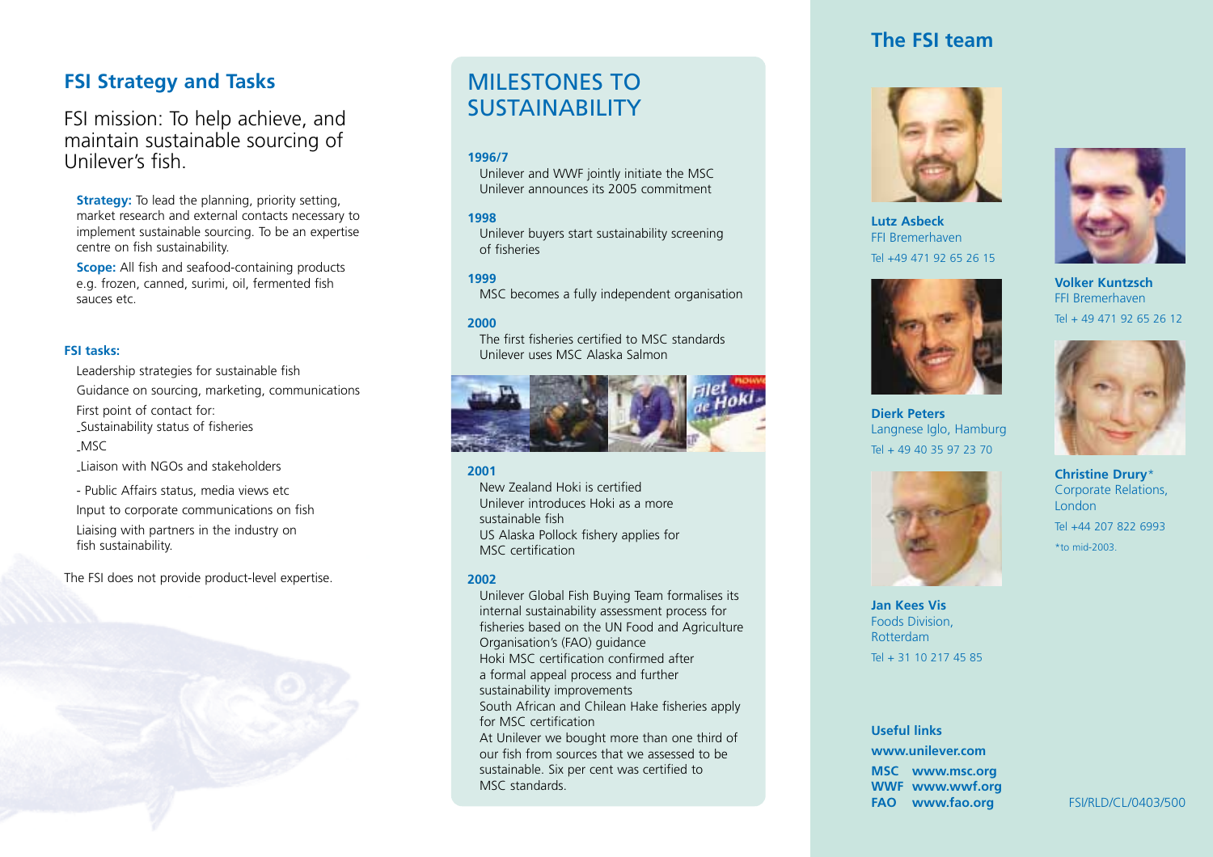## FSI Strategy and Tasks

FSI mission: To help achieve, and maintain sustainable sourcing of Unilever's fish.

**Strategy:** To lead the planning, priority setting, market research and external contacts necessary to implement sustainable sourcing. To be an expertise centre on fish sustainability.

**Scope:** All fish and seafood-containing products e.g. frozen, canned, surimi, oil, fermented fish sauces etc.

**FSI tasks:**

Leadership strategies for sustainable fish

Guidance on sourcing, marketing, communications

First point of contact for:

_Sustainability status of fisheries

_MSC

_Liaison with NGOs and stakeholders

- Public Affairs status, media views etc

Input to corporate communications on fish

Liaising with partners in the industry on fish sustainability.

The FSI does not provide product-level expertise.

## MILESTONES TO SUSTAINABILITY

**1996/7**

Unilever and WWF jointly initiate the MSC
Unilever announces its 2005 commitment

**1998**

Unilever buyers start sustainability screening of fisheries

**1999**

MSC becomes a fully independent organisation

**2000**

The first fisheries certified to MSC standards
Unilever uses MSC Alaska Salmon

**2001**

New Zealand Hoki is certified
Unilever introduces Hoki as a more sustainable fish
US Alaska Pollock fishery applies for MSC certification

**2002**

Unilever Global Fish Buying Team formalises its internal sustainability assessment process for fisheries based on the UN Food and Agriculture Organisation's (FAO) guidance
Hoki MSC certification confirmed after a formal appeal process and further sustainability improvements
South African and Chilean Hake fisheries apply for MSC certification
At Unilever we bought more than one third of our fish from sources that we assessed to be sustainable. Six per cent was certified to MSC standards.

## The FSI team

**Lutz Asbeck**
FFI Bremerhaven
Tel +49 471 92 65 26 15

**Dierk Peters**
Langnese Iglo, Hamburg
Tel + 49 40 35 97 23 70

**Jan Kees Vis**
Foods Division, Rotterdam
Tel + 31 10 217 45 85

**Volker Kuntzsch**
FFI Bremerhaven
Tel + 49 471 92 65 26 12

**Christine Drury***
Corporate Relations, London
Tel +44 207 822 6993
*to mid-2003.

**Useful links**

**www.unilever.com**

**MSC www.msc.org**
**WWF www.wwf.org**
**FAO www.fao.org**

FSI/RLD/CL/0403/500